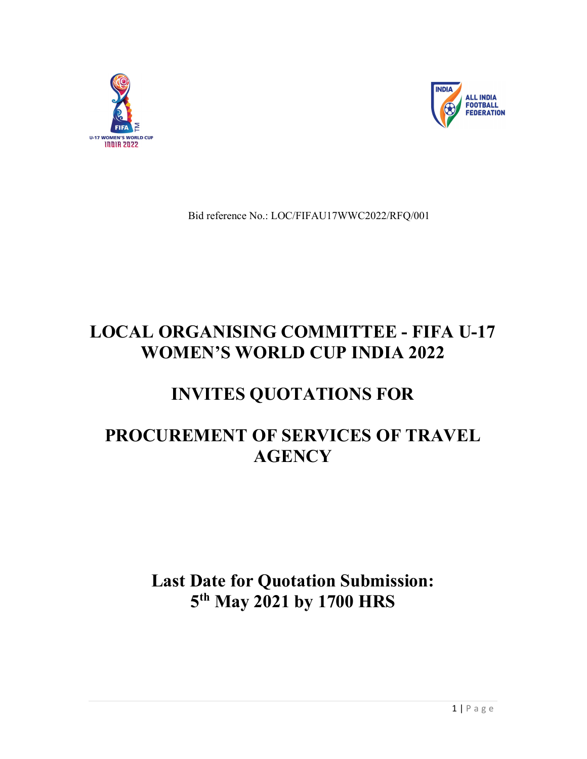Bid reference No.: LOC/FIFAU17WWC2022/RFQ/001

# LOCAL ORGANISING COMMITTEE - FIFA U-17 WOMEN'S WORLD CUP INDIA 2022

# INVITES QUOTATIONS FOR

# PROCUREMENT OF SERVICES OF TRAVEL AGENCY

## Last Date for Quotation Submission: 5th May 2021 by 1700 HRS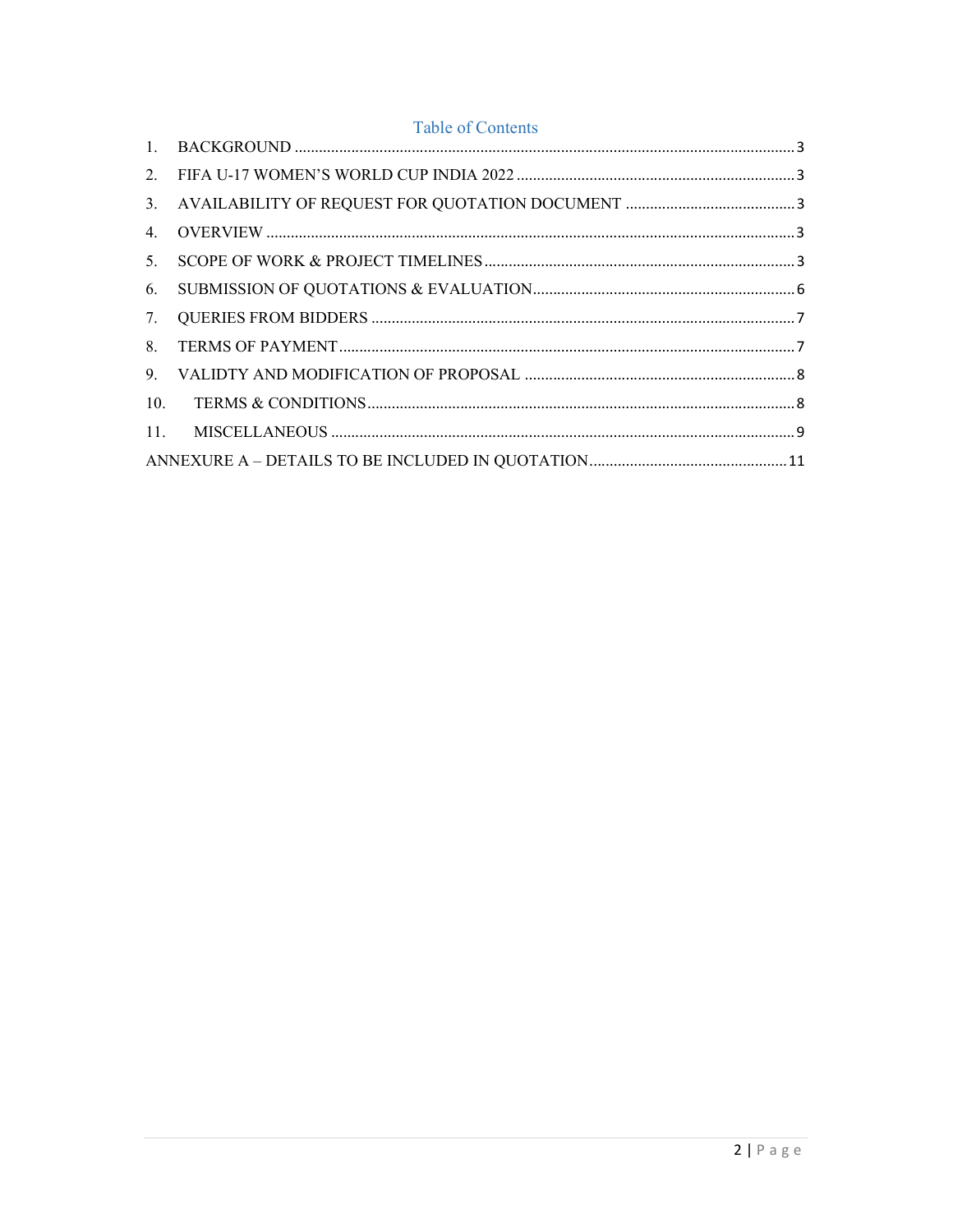## Table of Contents

1. BACKGROUND .......... 3
2. FIFA U-17 WOMEN'S WORLD CUP INDIA 2022 .......... 3
3. AVAILABILITY OF REQUEST FOR QUOTATION DOCUMENT .......... 3
4. OVERVIEW .......... 3
5. SCOPE OF WORK & PROJECT TIMELINES .......... 3
6. SUBMISSION OF QUOTATIONS & EVALUATION .......... 6
7. QUERIES FROM BIDDERS .......... 7
8. TERMS OF PAYMENT .......... 7
9. VALIDTY AND MODIFICATION OF PROPOSAL .......... 8
10. TERMS & CONDITIONS .......... 8
11. MISCELLANEOUS .......... 9

ANNEXURE A – DETAILS TO BE INCLUDED IN QUOTATION .......... 11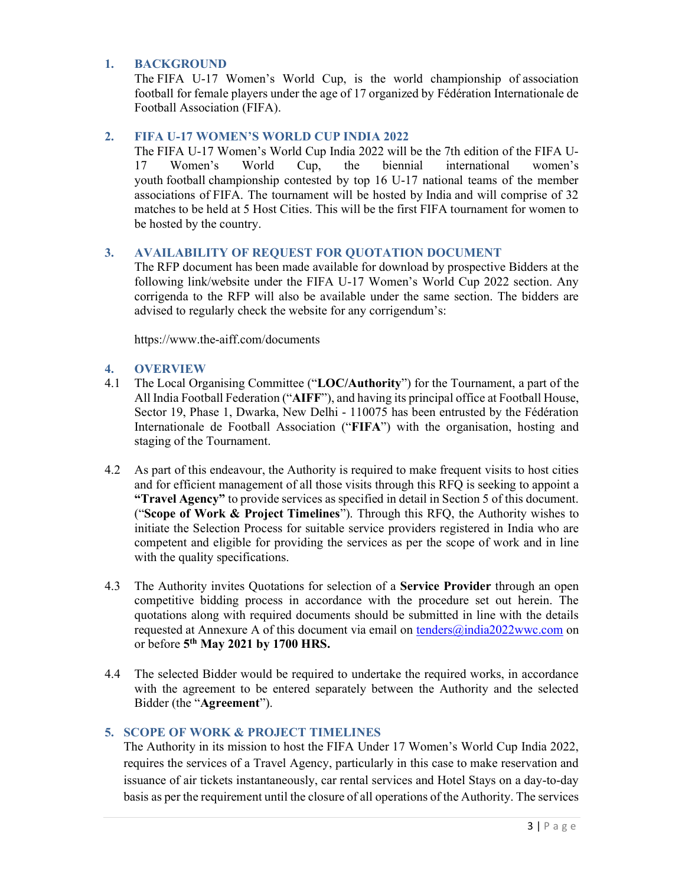## 1. BACKGROUND

The FIFA U-17 Women's World Cup, is the world championship of association football for female players under the age of 17 organized by Fédération Internationale de Football Association (FIFA).

## 2. FIFA U-17 WOMEN'S WORLD CUP INDIA 2022

The FIFA U-17 Women's World Cup India 2022 will be the 7th edition of the FIFA U-17 Women's World Cup, the biennial international women's youth football championship contested by top 16 U-17 national teams of the member associations of FIFA. The tournament will be hosted by India and will comprise of 32 matches to be held at 5 Host Cities. This will be the first FIFA tournament for women to be hosted by the country.

## 3. AVAILABILITY OF REQUEST FOR QUOTATION DOCUMENT

The RFP document has been made available for download by prospective Bidders at the following link/website under the FIFA U-17 Women's World Cup 2022 section. Any corrigenda to the RFP will also be available under the same section. The bidders are advised to regularly check the website for any corrigendum's:

https://www.the-aiff.com/documents

## 4. OVERVIEW

4.1 The Local Organising Committee ("**LOC/Authority**") for the Tournament, a part of the All India Football Federation ("**AIFF**"), and having its principal office at Football House, Sector 19, Phase 1, Dwarka, New Delhi - 110075 has been entrusted by the Fédération Internationale de Football Association ("**FIFA**") with the organisation, hosting and staging of the Tournament.

4.2 As part of this endeavour, the Authority is required to make frequent visits to host cities and for efficient management of all those visits through this RFQ is seeking to appoint a **"Travel Agency"** to provide services as specified in detail in Section 5 of this document. ("**Scope of Work & Project Timelines**"). Through this RFQ, the Authority wishes to initiate the Selection Process for suitable service providers registered in India who are competent and eligible for providing the services as per the scope of work and in line with the quality specifications.

4.3 The Authority invites Quotations for selection of a **Service Provider** through an open competitive bidding process in accordance with the procedure set out herein. The quotations along with required documents should be submitted in line with the details requested at Annexure A of this document via email on tenders@india2022wwc.com on or before **5th May 2021 by 1700 HRS.**

4.4 The selected Bidder would be required to undertake the required works, in accordance with the agreement to be entered separately between the Authority and the selected Bidder (the "**Agreement**").

## 5. SCOPE OF WORK & PROJECT TIMELINES

The Authority in its mission to host the FIFA Under 17 Women's World Cup India 2022, requires the services of a Travel Agency, particularly in this case to make reservation and issuance of air tickets instantaneously, car rental services and Hotel Stays on a day-to-day basis as per the requirement until the closure of all operations of the Authority. The services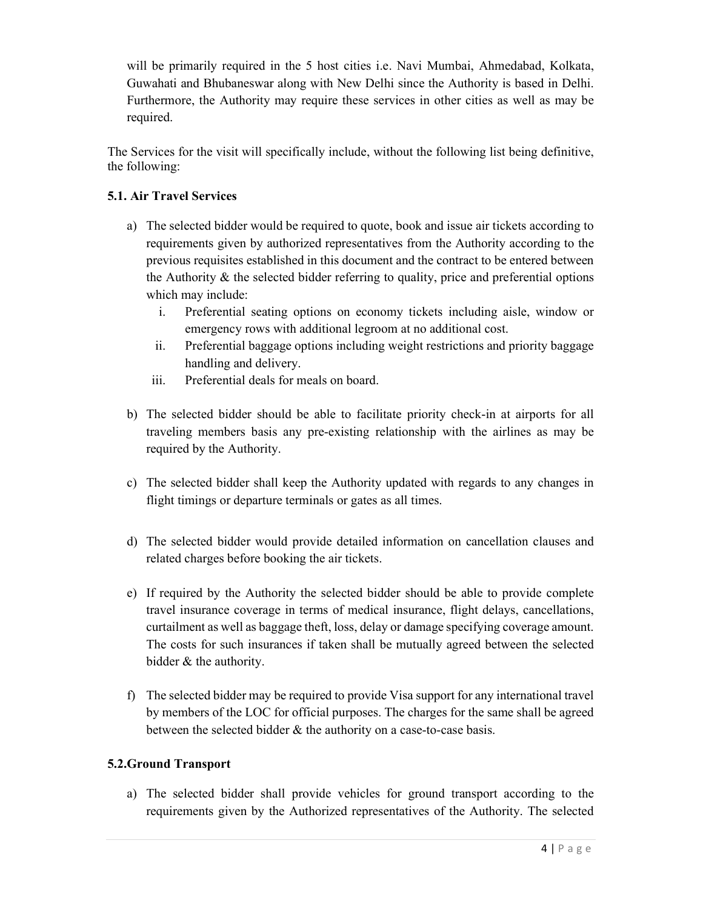will be primarily required in the 5 host cities i.e. Navi Mumbai, Ahmedabad, Kolkata, Guwahati and Bhubaneswar along with New Delhi since the Authority is based in Delhi. Furthermore, the Authority may require these services in other cities as well as may be required.

The Services for the visit will specifically include, without the following list being definitive, the following:

### 5.1. Air Travel Services

a) The selected bidder would be required to quote, book and issue air tickets according to requirements given by authorized representatives from the Authority according to the previous requisites established in this document and the contract to be entered between the Authority & the selected bidder referring to quality, price and preferential options which may include:
   i. Preferential seating options on economy tickets including aisle, window or emergency rows with additional legroom at no additional cost.
   ii. Preferential baggage options including weight restrictions and priority baggage handling and delivery.
   iii. Preferential deals for meals on board.

b) The selected bidder should be able to facilitate priority check-in at airports for all traveling members basis any pre-existing relationship with the airlines as may be required by the Authority.

c) The selected bidder shall keep the Authority updated with regards to any changes in flight timings or departure terminals or gates as all times.

d) The selected bidder would provide detailed information on cancellation clauses and related charges before booking the air tickets.

e) If required by the Authority the selected bidder should be able to provide complete travel insurance coverage in terms of medical insurance, flight delays, cancellations, curtailment as well as baggage theft, loss, delay or damage specifying coverage amount. The costs for such insurances if taken shall be mutually agreed between the selected bidder & the authority.

f) The selected bidder may be required to provide Visa support for any international travel by members of the LOC for official purposes. The charges for the same shall be agreed between the selected bidder & the authority on a case-to-case basis.

### 5.2. Ground Transport

a) The selected bidder shall provide vehicles for ground transport according to the requirements given by the Authorized representatives of the Authority. The selected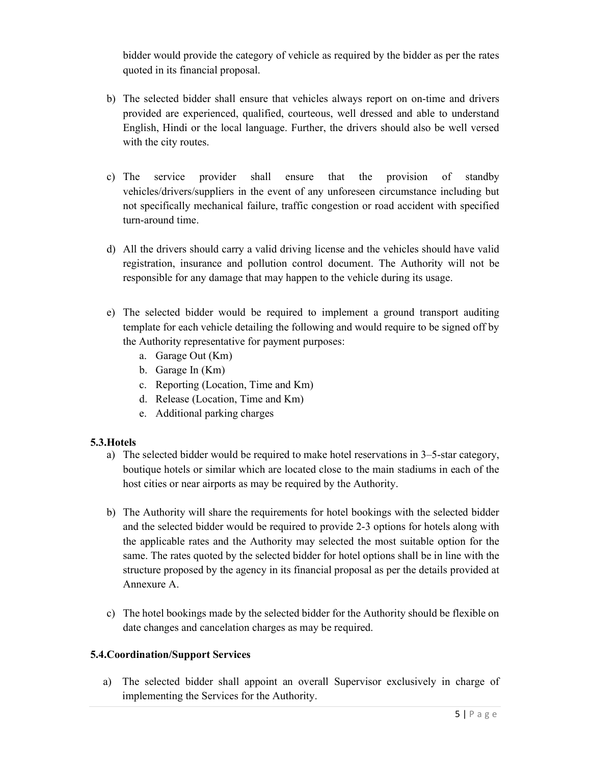bidder would provide the category of vehicle as required by the bidder as per the rates quoted in its financial proposal.

b) The selected bidder shall ensure that vehicles always report on on-time and drivers provided are experienced, qualified, courteous, well dressed and able to understand English, Hindi or the local language. Further, the drivers should also be well versed with the city routes.

c) The service provider shall ensure that the provision of standby vehicles/drivers/suppliers in the event of any unforeseen circumstance including but not specifically mechanical failure, traffic congestion or road accident with specified turn-around time.

d) All the drivers should carry a valid driving license and the vehicles should have valid registration, insurance and pollution control document. The Authority will not be responsible for any damage that may happen to the vehicle during its usage.

e) The selected bidder would be required to implement a ground transport auditing template for each vehicle detailing the following and would require to be signed off by the Authority representative for payment purposes:
   a. Garage Out (Km)
   b. Garage In (Km)
   c. Reporting (Location, Time and Km)
   d. Release (Location, Time and Km)
   e. Additional parking charges

### 5.3.Hotels

a) The selected bidder would be required to make hotel reservations in 3–5-star category, boutique hotels or similar which are located close to the main stadiums in each of the host cities or near airports as may be required by the Authority.

b) The Authority will share the requirements for hotel bookings with the selected bidder and the selected bidder would be required to provide 2-3 options for hotels along with the applicable rates and the Authority may selected the most suitable option for the same. The rates quoted by the selected bidder for hotel options shall be in line with the structure proposed by the agency in its financial proposal as per the details provided at Annexure A.

c) The hotel bookings made by the selected bidder for the Authority should be flexible on date changes and cancelation charges as may be required.

### 5.4.Coordination/Support Services

a) The selected bidder shall appoint an overall Supervisor exclusively in charge of implementing the Services for the Authority.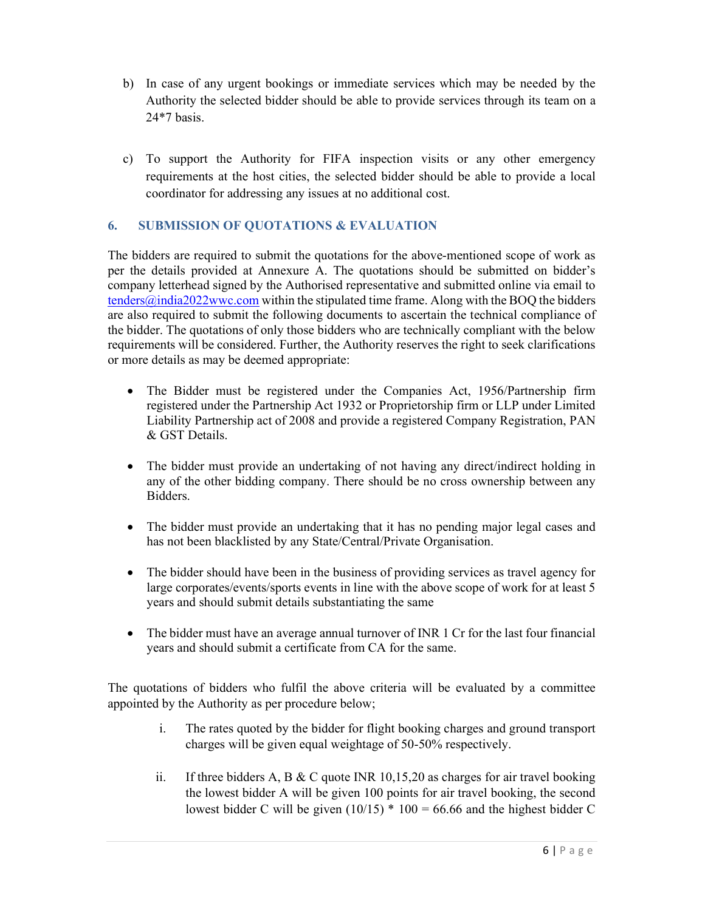b) In case of any urgent bookings or immediate services which may be needed by the Authority the selected bidder should be able to provide services through its team on a 24*7 basis.

c) To support the Authority for FIFA inspection visits or any other emergency requirements at the host cities, the selected bidder should be able to provide a local coordinator for addressing any issues at no additional cost.

## 6. SUBMISSION OF QUOTATIONS & EVALUATION

The bidders are required to submit the quotations for the above-mentioned scope of work as per the details provided at Annexure A. The quotations should be submitted on bidder's company letterhead signed by the Authorised representative and submitted online via email to [tenders@india2022wwc.com](mailto:tenders@india2022wwc.com) within the stipulated time frame. Along with the BOQ the bidders are also required to submit the following documents to ascertain the technical compliance of the bidder. The quotations of only those bidders who are technically compliant with the below requirements will be considered. Further, the Authority reserves the right to seek clarifications or more details as may be deemed appropriate:

- The Bidder must be registered under the Companies Act, 1956/Partnership firm registered under the Partnership Act 1932 or Proprietorship firm or LLP under Limited Liability Partnership act of 2008 and provide a registered Company Registration, PAN & GST Details.

- The bidder must provide an undertaking of not having any direct/indirect holding in any of the other bidding company. There should be no cross ownership between any Bidders.

- The bidder must provide an undertaking that it has no pending major legal cases and has not been blacklisted by any State/Central/Private Organisation.

- The bidder should have been in the business of providing services as travel agency for large corporates/events/sports events in line with the above scope of work for at least 5 years and should submit details substantiating the same

- The bidder must have an average annual turnover of INR 1 Cr for the last four financial years and should submit a certificate from CA for the same.

The quotations of bidders who fulfil the above criteria will be evaluated by a committee appointed by the Authority as per procedure below;

i. The rates quoted by the bidder for flight booking charges and ground transport charges will be given equal weightage of 50-50% respectively.

ii. If three bidders A, B & C quote INR 10,15,20 as charges for air travel booking the lowest bidder A will be given 100 points for air travel booking, the second lowest bidder C will be given (10/15) * 100 = 66.66 and the highest bidder C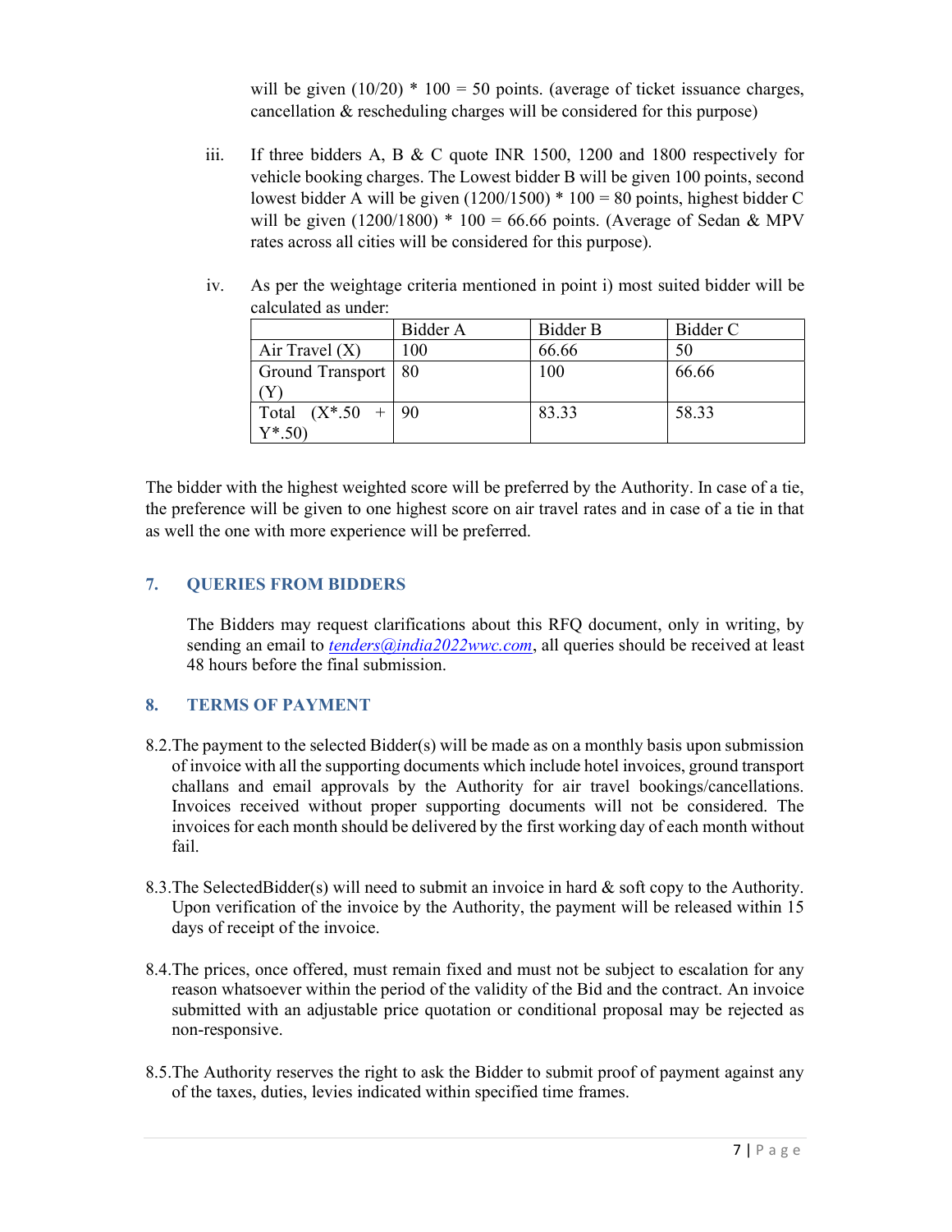will be given (10/20) * 100 = 50 points. (average of ticket issuance charges, cancellation & rescheduling charges will be considered for this purpose)

iii. If three bidders A, B & C quote INR 1500, 1200 and 1800 respectively for vehicle booking charges. The Lowest bidder B will be given 100 points, second lowest bidder A will be given (1200/1500) * 100 = 80 points, highest bidder C will be given (1200/1800) * 100 = 66.66 points. (Average of Sedan & MPV rates across all cities will be considered for this purpose).

iv. As per the weightage criteria mentioned in point i) most suited bidder will be calculated as under:

| | Bidder A | Bidder B | Bidder C |
|---|---|---|---|
| Air Travel (X) | 100 | 66.66 | 50 |
| Ground Transport (Y) | 80 | 100 | 66.66 |
| Total (X*.50 + Y*.50) | 90 | 83.33 | 58.33 |

The bidder with the highest weighted score will be preferred by the Authority. In case of a tie, the preference will be given to one highest score on air travel rates and in case of a tie in that as well the one with more experience will be preferred.

## 7. QUERIES FROM BIDDERS

The Bidders may request clarifications about this RFQ document, only in writing, by sending an email to *tenders@india2022wwc.com*, all queries should be received at least 48 hours before the final submission.

## 8. TERMS OF PAYMENT

8.2. The payment to the selected Bidder(s) will be made as on a monthly basis upon submission of invoice with all the supporting documents which include hotel invoices, ground transport challans and email approvals by the Authority for air travel bookings/cancellations. Invoices received without proper supporting documents will not be considered. The invoices for each month should be delivered by the first working day of each month without fail.

8.3. The SelectedBidder(s) will need to submit an invoice in hard & soft copy to the Authority. Upon verification of the invoice by the Authority, the payment will be released within 15 days of receipt of the invoice.

8.4. The prices, once offered, must remain fixed and must not be subject to escalation for any reason whatsoever within the period of the validity of the Bid and the contract. An invoice submitted with an adjustable price quotation or conditional proposal may be rejected as non-responsive.

8.5. The Authority reserves the right to ask the Bidder to submit proof of payment against any of the taxes, duties, levies indicated within specified time frames.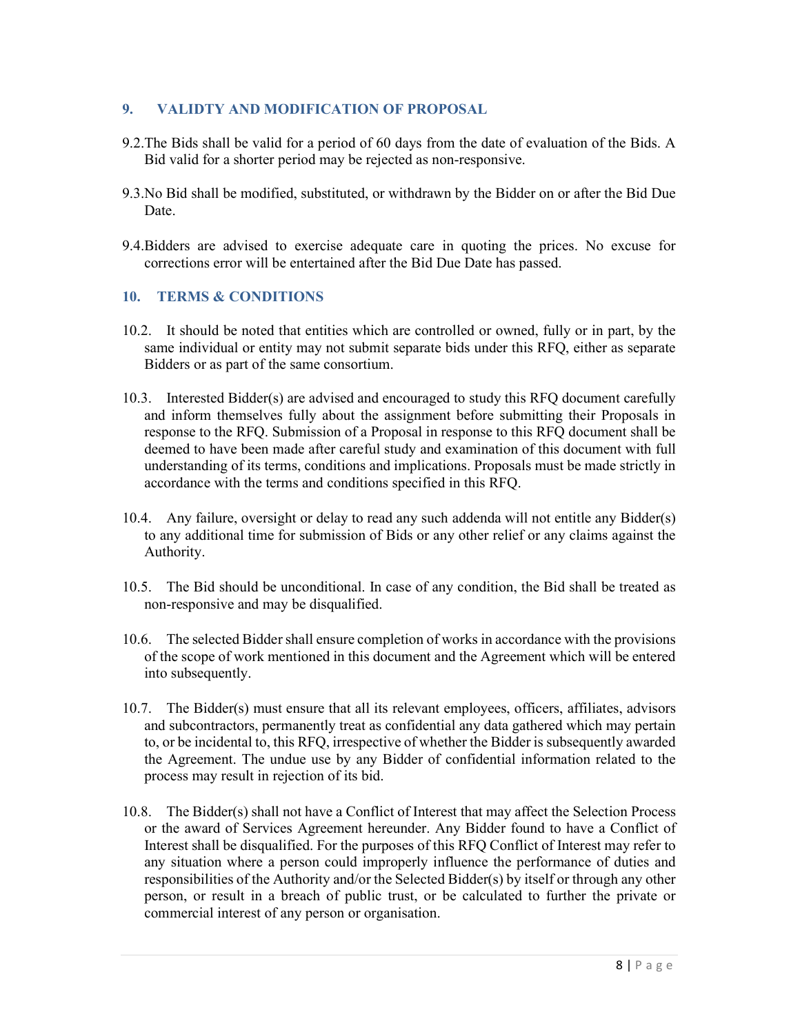## 9. VALIDTY AND MODIFICATION OF PROPOSAL

9.2. The Bids shall be valid for a period of 60 days from the date of evaluation of the Bids. A Bid valid for a shorter period may be rejected as non-responsive.

9.3. No Bid shall be modified, substituted, or withdrawn by the Bidder on or after the Bid Due Date.

9.4. Bidders are advised to exercise adequate care in quoting the prices. No excuse for corrections error will be entertained after the Bid Due Date has passed.

## 10. TERMS & CONDITIONS

10.2. It should be noted that entities which are controlled or owned, fully or in part, by the same individual or entity may not submit separate bids under this RFQ, either as separate Bidders or as part of the same consortium.

10.3. Interested Bidder(s) are advised and encouraged to study this RFQ document carefully and inform themselves fully about the assignment before submitting their Proposals in response to the RFQ. Submission of a Proposal in response to this RFQ document shall be deemed to have been made after careful study and examination of this document with full understanding of its terms, conditions and implications. Proposals must be made strictly in accordance with the terms and conditions specified in this RFQ.

10.4. Any failure, oversight or delay to read any such addenda will not entitle any Bidder(s) to any additional time for submission of Bids or any other relief or any claims against the Authority.

10.5. The Bid should be unconditional. In case of any condition, the Bid shall be treated as non-responsive and may be disqualified.

10.6. The selected Bidder shall ensure completion of works in accordance with the provisions of the scope of work mentioned in this document and the Agreement which will be entered into subsequently.

10.7. The Bidder(s) must ensure that all its relevant employees, officers, affiliates, advisors and subcontractors, permanently treat as confidential any data gathered which may pertain to, or be incidental to, this RFQ, irrespective of whether the Bidder is subsequently awarded the Agreement. The undue use by any Bidder of confidential information related to the process may result in rejection of its bid.

10.8. The Bidder(s) shall not have a Conflict of Interest that may affect the Selection Process or the award of Services Agreement hereunder. Any Bidder found to have a Conflict of Interest shall be disqualified. For the purposes of this RFQ Conflict of Interest may refer to any situation where a person could improperly influence the performance of duties and responsibilities of the Authority and/or the Selected Bidder(s) by itself or through any other person, or result in a breach of public trust, or be calculated to further the private or commercial interest of any person or organisation.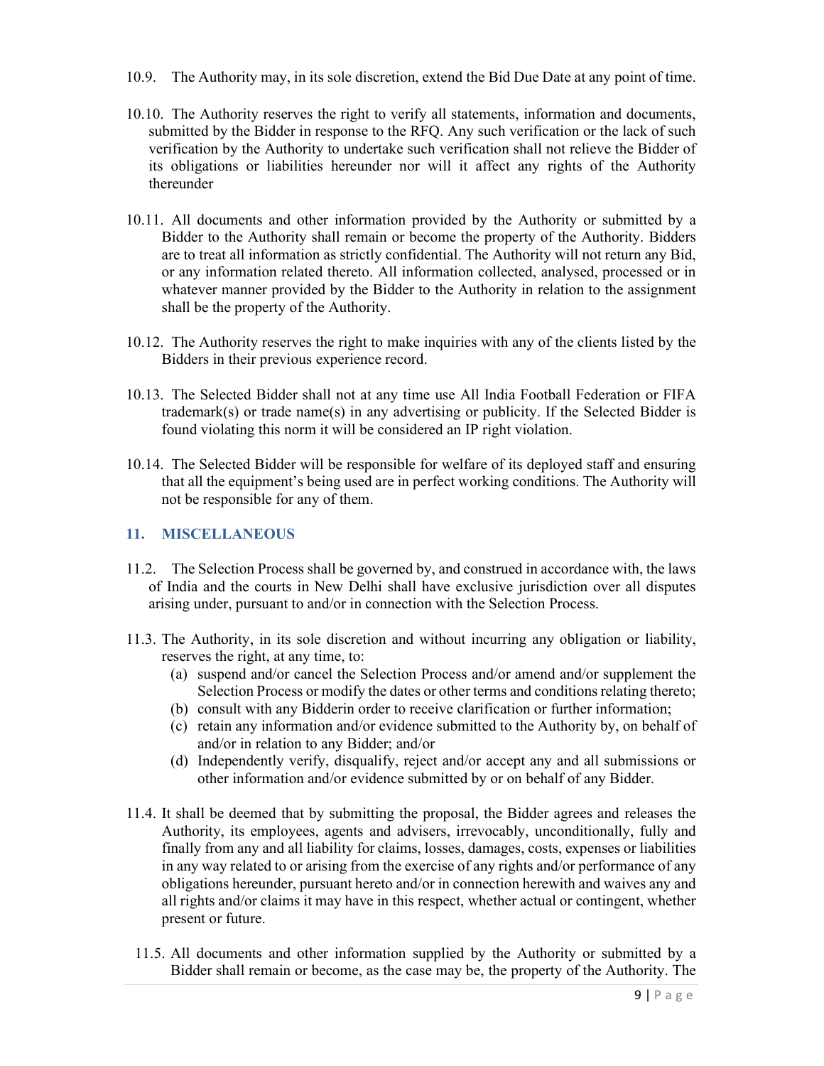10.9. The Authority may, in its sole discretion, extend the Bid Due Date at any point of time.

10.10. The Authority reserves the right to verify all statements, information and documents, submitted by the Bidder in response to the RFQ. Any such verification or the lack of such verification by the Authority to undertake such verification shall not relieve the Bidder of its obligations or liabilities hereunder nor will it affect any rights of the Authority thereunder

10.11. All documents and other information provided by the Authority or submitted by a Bidder to the Authority shall remain or become the property of the Authority. Bidders are to treat all information as strictly confidential. The Authority will not return any Bid, or any information related thereto. All information collected, analysed, processed or in whatever manner provided by the Bidder to the Authority in relation to the assignment shall be the property of the Authority.

10.12. The Authority reserves the right to make inquiries with any of the clients listed by the Bidders in their previous experience record.

10.13. The Selected Bidder shall not at any time use All India Football Federation or FIFA trademark(s) or trade name(s) in any advertising or publicity. If the Selected Bidder is found violating this norm it will be considered an IP right violation.

10.14. The Selected Bidder will be responsible for welfare of its deployed staff and ensuring that all the equipment's being used are in perfect working conditions. The Authority will not be responsible for any of them.

## 11. MISCELLANEOUS

11.2. The Selection Process shall be governed by, and construed in accordance with, the laws of India and the courts in New Delhi shall have exclusive jurisdiction over all disputes arising under, pursuant to and/or in connection with the Selection Process.

11.3. The Authority, in its sole discretion and without incurring any obligation or liability, reserves the right, at any time, to:

(a) suspend and/or cancel the Selection Process and/or amend and/or supplement the Selection Process or modify the dates or other terms and conditions relating thereto;

(b) consult with any Bidderin order to receive clarification or further information;

(c) retain any information and/or evidence submitted to the Authority by, on behalf of and/or in relation to any Bidder; and/or

(d) Independently verify, disqualify, reject and/or accept any and all submissions or other information and/or evidence submitted by or on behalf of any Bidder.

11.4. It shall be deemed that by submitting the proposal, the Bidder agrees and releases the Authority, its employees, agents and advisers, irrevocably, unconditionally, fully and finally from any and all liability for claims, losses, damages, costs, expenses or liabilities in any way related to or arising from the exercise of any rights and/or performance of any obligations hereunder, pursuant hereto and/or in connection herewith and waives any and all rights and/or claims it may have in this respect, whether actual or contingent, whether present or future.

11.5. All documents and other information supplied by the Authority or submitted by a Bidder shall remain or become, as the case may be, the property of the Authority. The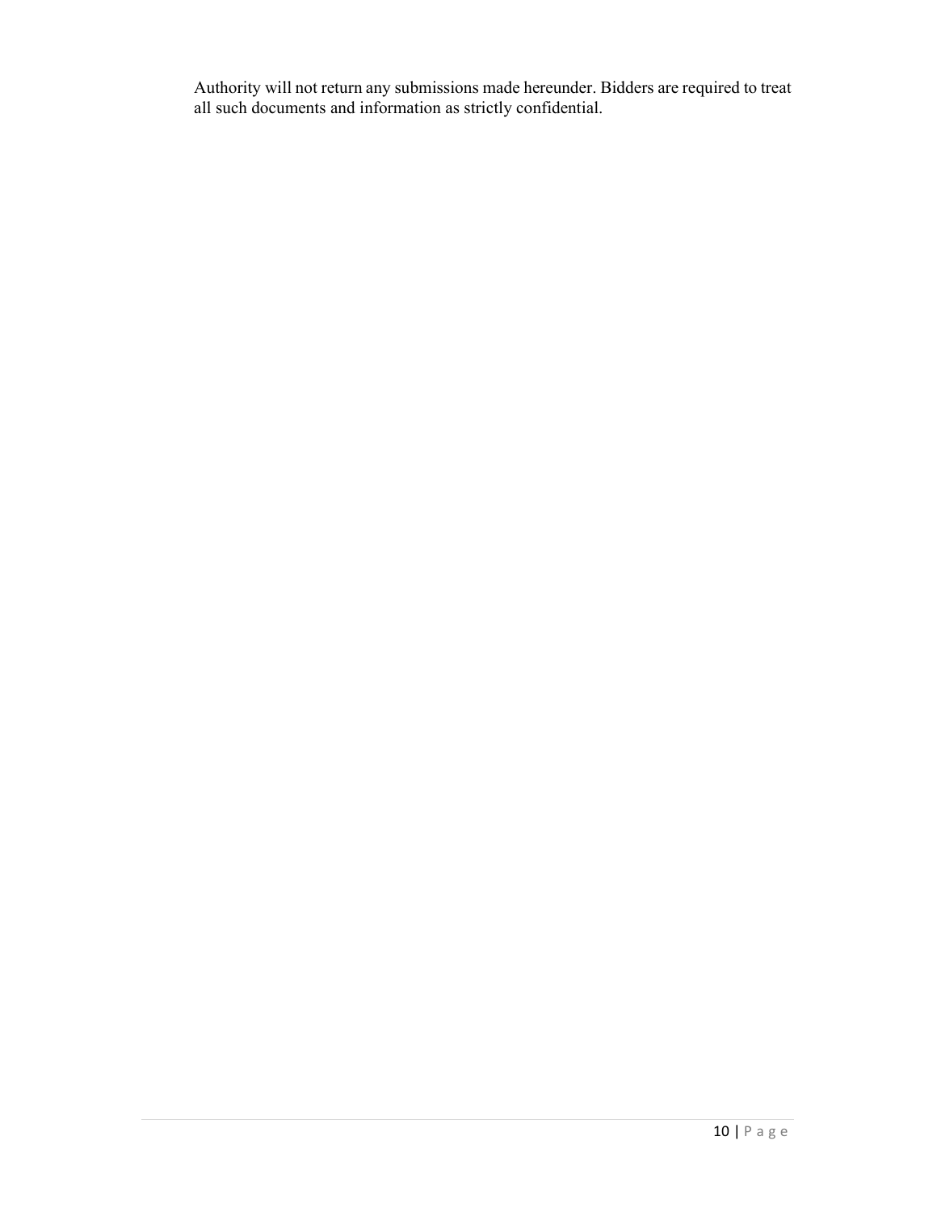Authority will not return any submissions made hereunder. Bidders are required to treat all such documents and information as strictly confidential.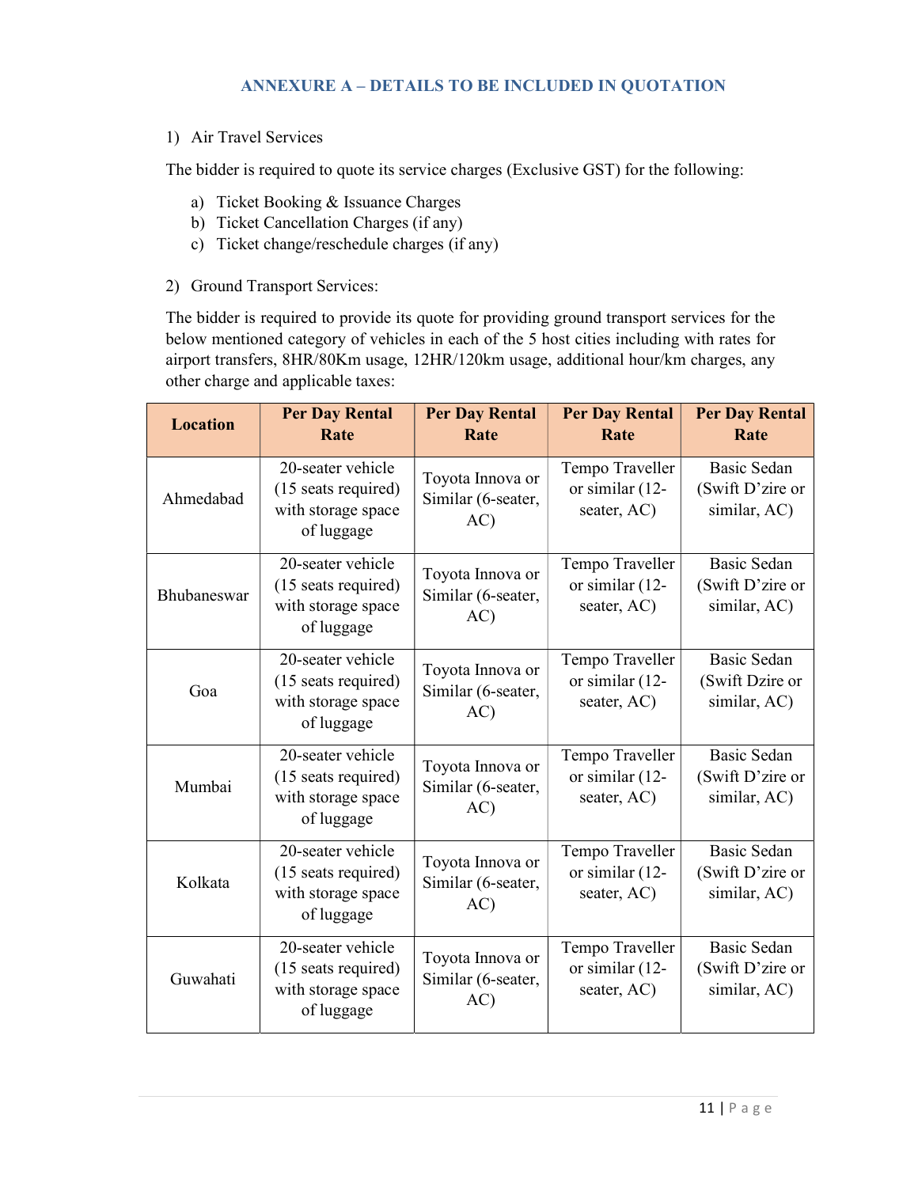## ANNEXURE A – DETAILS TO BE INCLUDED IN QUOTATION

1) Air Travel Services

The bidder is required to quote its service charges (Exclusive GST) for the following:

a) Ticket Booking & Issuance Charges
b) Ticket Cancellation Charges (if any)
c) Ticket change/reschedule charges (if any)

2) Ground Transport Services:

The bidder is required to provide its quote for providing ground transport services for the below mentioned category of vehicles in each of the 5 host cities including with rates for airport transfers, 8HR/80Km usage, 12HR/120km usage, additional hour/km charges, any other charge and applicable taxes:

| Location | Per Day Rental Rate | Per Day Rental Rate | Per Day Rental Rate | Per Day Rental Rate |
|---|---|---|---|---|
| Ahmedabad | 20-seater vehicle (15 seats required) with storage space of luggage | Toyota Innova or Similar (6-seater, AC) | Tempo Traveller or similar (12-seater, AC) | Basic Sedan (Swift D'zire or similar, AC) |
| Bhubaneswar | 20-seater vehicle (15 seats required) with storage space of luggage | Toyota Innova or Similar (6-seater, AC) | Tempo Traveller or similar (12-seater, AC) | Basic Sedan (Swift D'zire or similar, AC) |
| Goa | 20-seater vehicle (15 seats required) with storage space of luggage | Toyota Innova or Similar (6-seater, AC) | Tempo Traveller or similar (12-seater, AC) | Basic Sedan (Swift Dzire or similar, AC) |
| Mumbai | 20-seater vehicle (15 seats required) with storage space of luggage | Toyota Innova or Similar (6-seater, AC) | Tempo Traveller or similar (12-seater, AC) | Basic Sedan (Swift D'zire or similar, AC) |
| Kolkata | 20-seater vehicle (15 seats required) with storage space of luggage | Toyota Innova or Similar (6-seater, AC) | Tempo Traveller or similar (12-seater, AC) | Basic Sedan (Swift D'zire or similar, AC) |
| Guwahati | 20-seater vehicle (15 seats required) with storage space of luggage | Toyota Innova or Similar (6-seater, AC) | Tempo Traveller or similar (12-seater, AC) | Basic Sedan (Swift D'zire or similar, AC) |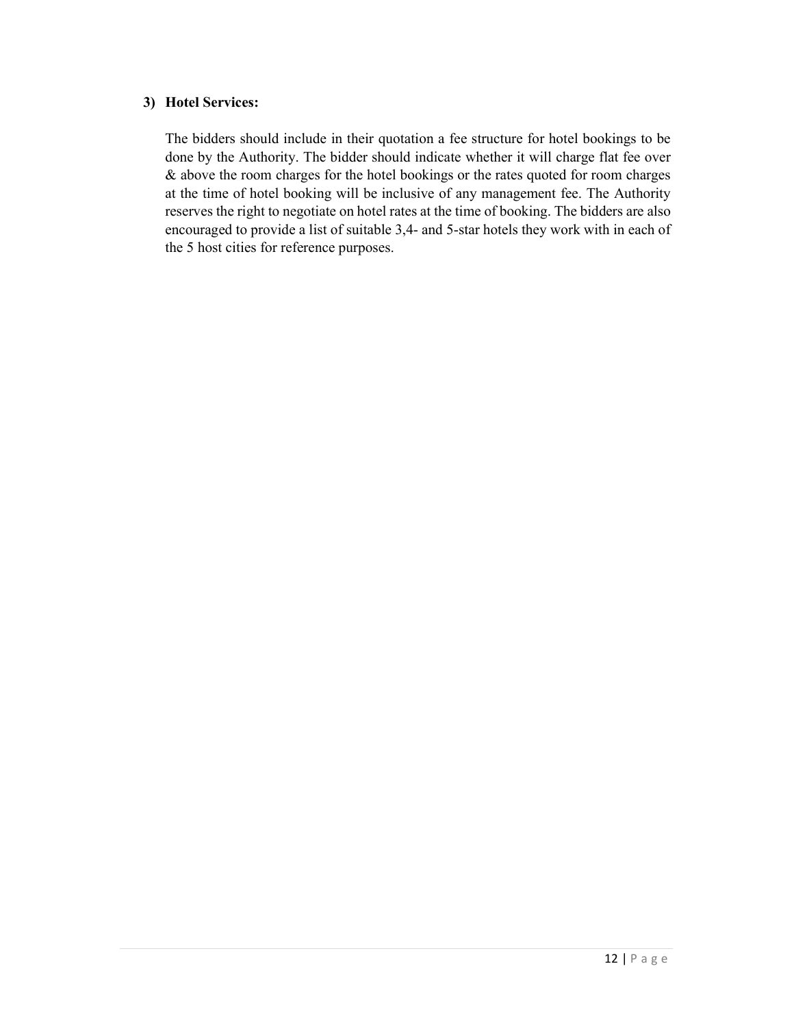**3) Hotel Services:**

The bidders should include in their quotation a fee structure for hotel bookings to be done by the Authority. The bidder should indicate whether it will charge flat fee over & above the room charges for the hotel bookings or the rates quoted for room charges at the time of hotel booking will be inclusive of any management fee. The Authority reserves the right to negotiate on hotel rates at the time of booking. The bidders are also encouraged to provide a list of suitable 3,4- and 5-star hotels they work with in each of the 5 host cities for reference purposes.